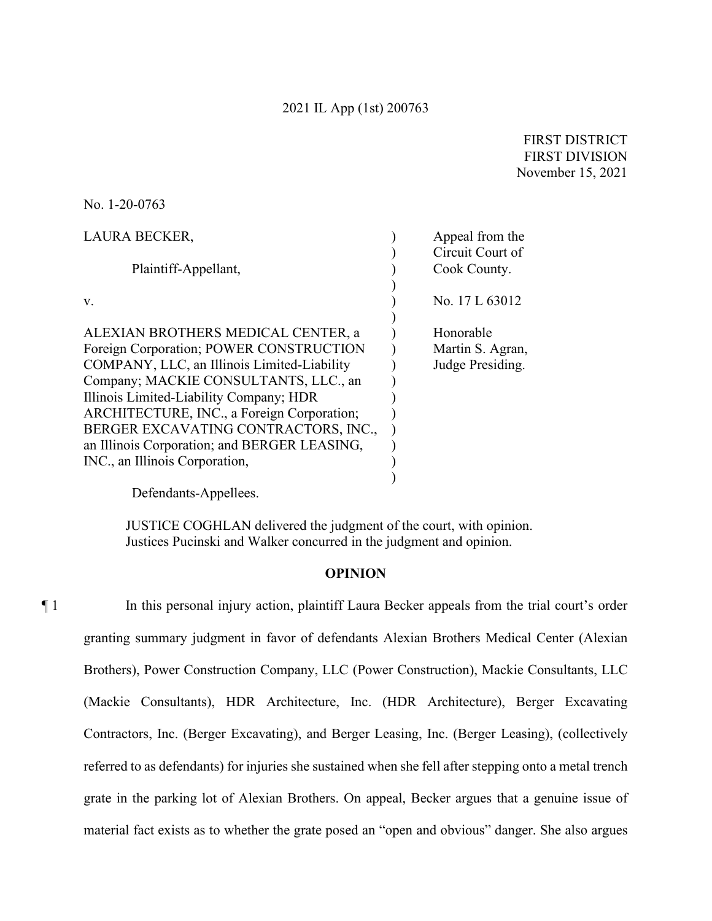2021 IL App (1st) 200763

FIRST DISTRICT
FIRST DIVISION
November 15, 2021

No. 1-20-0763

| | | |
|---|---|---|
| LAURA BECKER,<br><br>Plaintiff-Appellant,<br><br>v.<br><br>ALEXIAN BROTHERS MEDICAL CENTER, a Foreign Corporation; POWER CONSTRUCTION COMPANY, LLC, an Illinois Limited-Liability Company; MACKIE CONSULTANTS, LLC., an Illinois Limited-Liability Company; HDR ARCHITECTURE, INC., a Foreign Corporation; BERGER EXCAVATING CONTRACTORS, INC., an Illinois Corporation; and BERGER LEASING, INC., an Illinois Corporation,<br><br>Defendants-Appellees. | ) | Appeal from the Circuit Court of Cook County.<br><br>No. 17 L 63012<br><br>Honorable Martin S. Agran, Judge Presiding. |

JUSTICE COGHLAN delivered the judgment of the court, with opinion.
Justices Pucinski and Walker concurred in the judgment and opinion.

**OPINION**

¶ 1 In this personal injury action, plaintiff Laura Becker appeals from the trial court's order granting summary judgment in favor of defendants Alexian Brothers Medical Center (Alexian Brothers), Power Construction Company, LLC (Power Construction), Mackie Consultants, LLC (Mackie Consultants), HDR Architecture, Inc. (HDR Architecture), Berger Excavating Contractors, Inc. (Berger Excavating), and Berger Leasing, Inc. (Berger Leasing), (collectively referred to as defendants) for injuries she sustained when she fell after stepping onto a metal trench grate in the parking lot of Alexian Brothers. On appeal, Becker argues that a genuine issue of material fact exists as to whether the grate posed an "open and obvious" danger. She also argues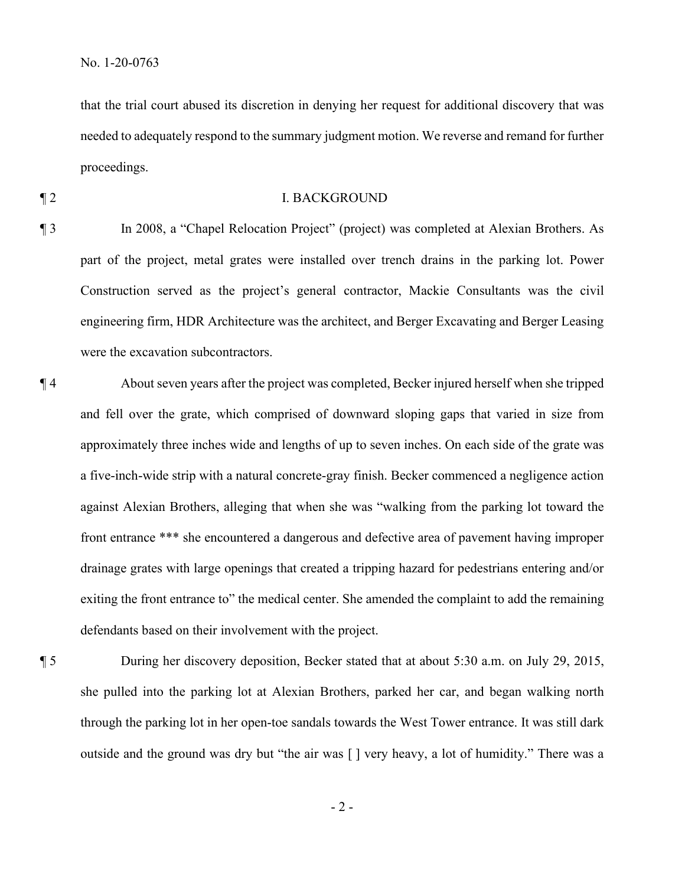that the trial court abused its discretion in denying her request for additional discovery that was needed to adequately respond to the summary judgment motion. We reverse and remand for further proceedings.

¶ 2 I. BACKGROUND

¶ 3 In 2008, a "Chapel Relocation Project" (project) was completed at Alexian Brothers. As part of the project, metal grates were installed over trench drains in the parking lot. Power Construction served as the project's general contractor, Mackie Consultants was the civil engineering firm, HDR Architecture was the architect, and Berger Excavating and Berger Leasing were the excavation subcontractors.

¶ 4 About seven years after the project was completed, Becker injured herself when she tripped and fell over the grate, which comprised of downward sloping gaps that varied in size from approximately three inches wide and lengths of up to seven inches. On each side of the grate was a five-inch-wide strip with a natural concrete-gray finish. Becker commenced a negligence action against Alexian Brothers, alleging that when she was "walking from the parking lot toward the front entrance *** she encountered a dangerous and defective area of pavement having improper drainage grates with large openings that created a tripping hazard for pedestrians entering and/or exiting the front entrance to" the medical center. She amended the complaint to add the remaining defendants based on their involvement with the project.

¶ 5 During her discovery deposition, Becker stated that at about 5:30 a.m. on July 29, 2015, she pulled into the parking lot at Alexian Brothers, parked her car, and began walking north through the parking lot in her open-toe sandals towards the West Tower entrance. It was still dark outside and the ground was dry but "the air was [ ] very heavy, a lot of humidity." There was a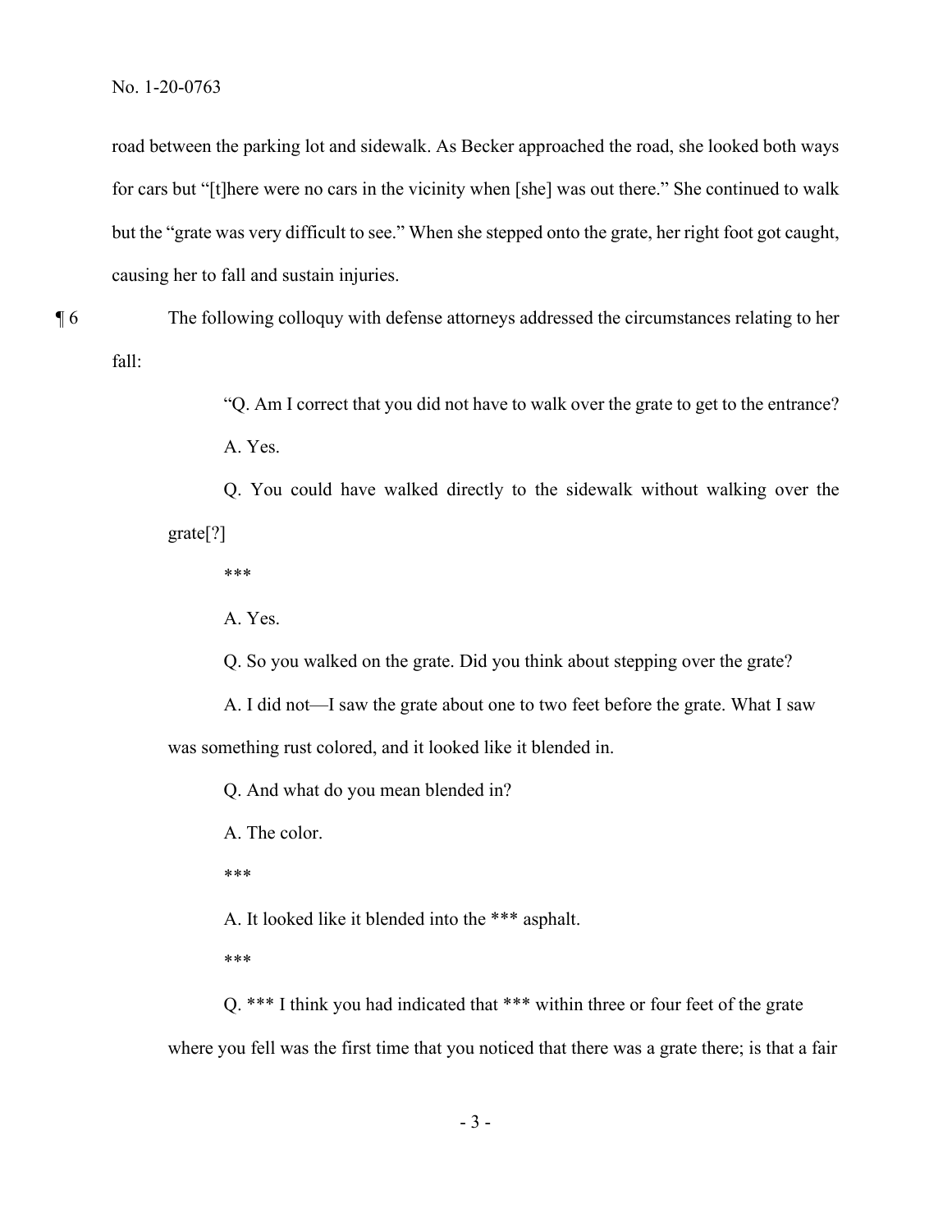road between the parking lot and sidewalk. As Becker approached the road, she looked both ways for cars but "[t]here were no cars in the vicinity when [she] was out there." She continued to walk but the "grate was very difficult to see." When she stepped onto the grate, her right foot got caught, causing her to fall and sustain injuries.

¶ 6 The following colloquy with defense attorneys addressed the circumstances relating to her fall:

> "Q. Am I correct that you did not have to walk over the grate to get to the entrance?
>
> A. Yes.
>
> Q. You could have walked directly to the sidewalk without walking over the grate[?]
>
> ***
>
> A. Yes.
>
> Q. So you walked on the grate. Did you think about stepping over the grate?
>
> A. I did not—I saw the grate about one to two feet before the grate. What I saw was something rust colored, and it looked like it blended in.
>
> Q. And what do you mean blended in?
>
> A. The color.
>
> ***
>
> A. It looked like it blended into the *** asphalt.
>
> ***
>
> Q. *** I think you had indicated that *** within three or four feet of the grate where you fell was the first time that you noticed that there was a grate there; is that a fair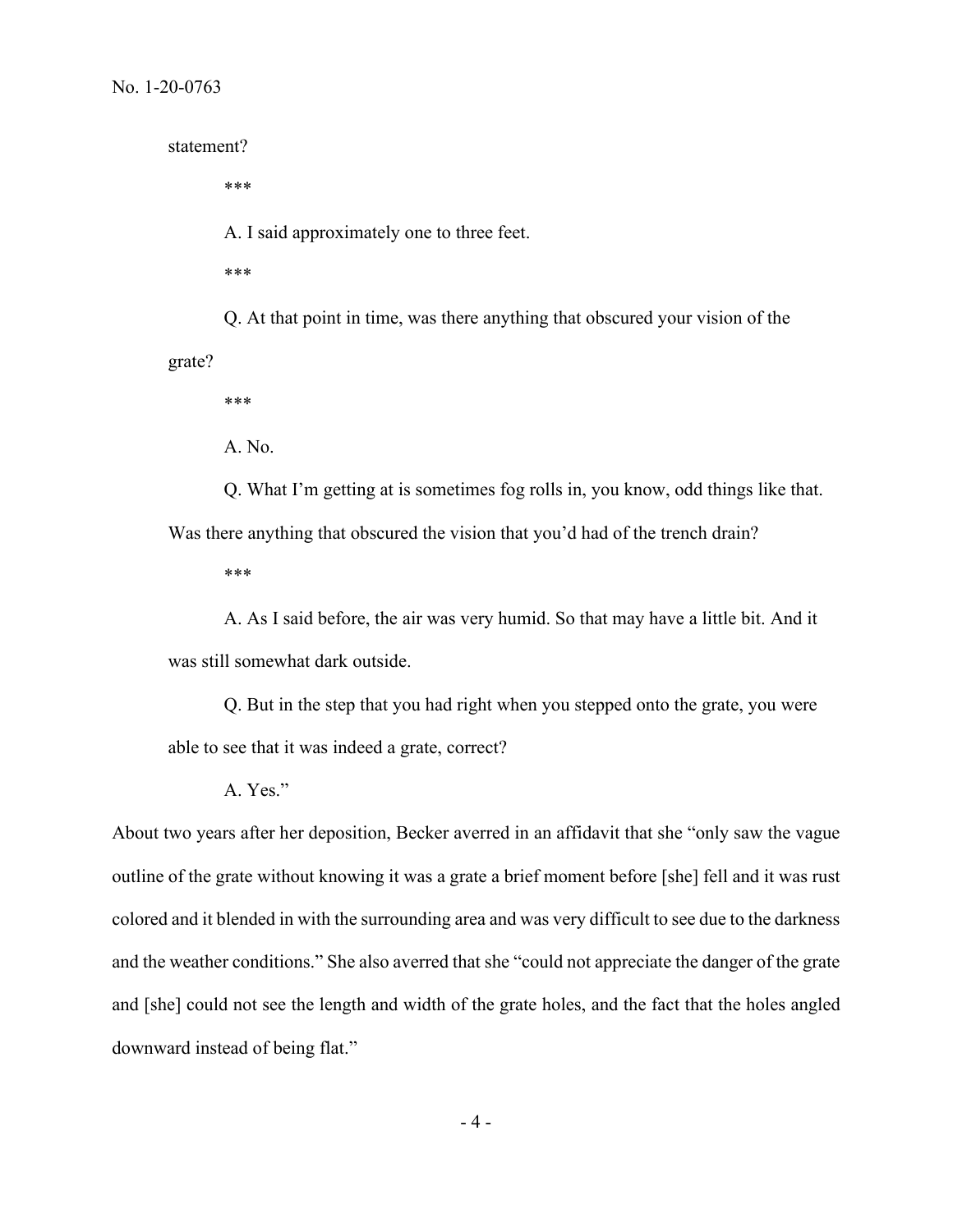statement?

\*\*\*

A. I said approximately one to three feet.

\*\*\*

Q. At that point in time, was there anything that obscured your vision of the grate?

\*\*\*

A. No.

Q. What I'm getting at is sometimes fog rolls in, you know, odd things like that. Was there anything that obscured the vision that you'd had of the trench drain?

\*\*\*

A. As I said before, the air was very humid. So that may have a little bit. And it was still somewhat dark outside.

Q. But in the step that you had right when you stepped onto the grate, you were able to see that it was indeed a grate, correct?

A. Yes."

About two years after her deposition, Becker averred in an affidavit that she "only saw the vague outline of the grate without knowing it was a grate a brief moment before [she] fell and it was rust colored and it blended in with the surrounding area and was very difficult to see due to the darkness and the weather conditions." She also averred that she "could not appreciate the danger of the grate and [she] could not see the length and width of the grate holes, and the fact that the holes angled downward instead of being flat."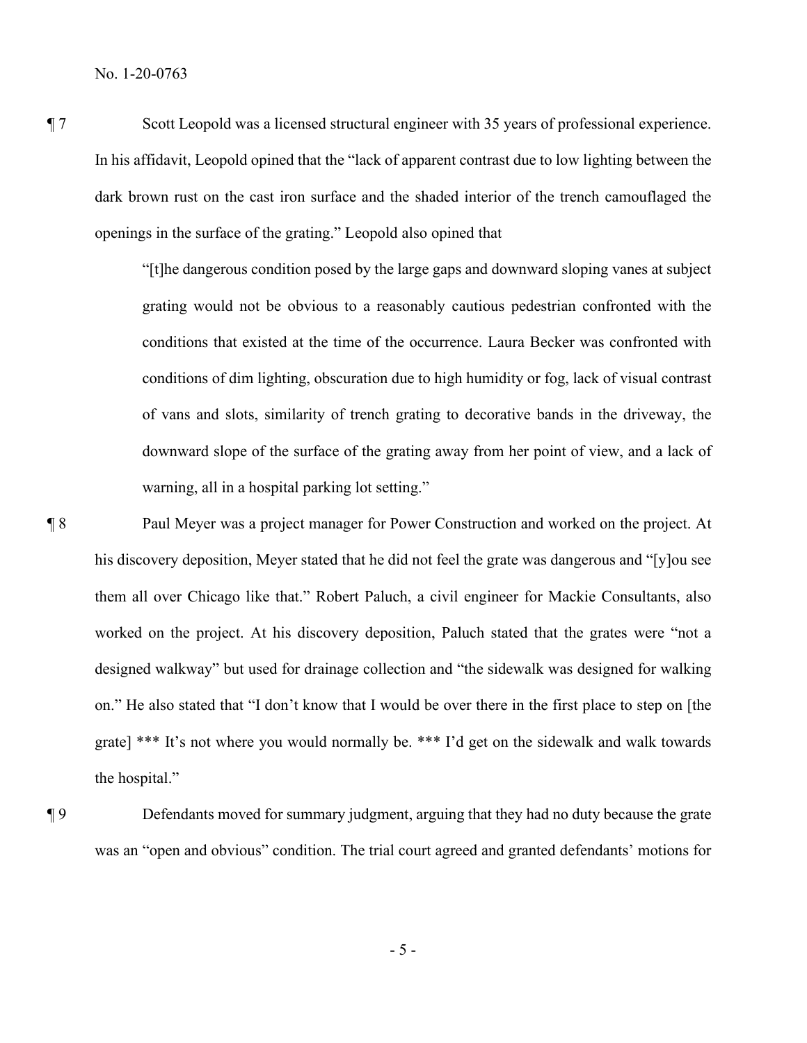¶ 7 Scott Leopold was a licensed structural engineer with 35 years of professional experience. In his affidavit, Leopold opined that the "lack of apparent contrast due to low lighting between the dark brown rust on the cast iron surface and the shaded interior of the trench camouflaged the openings in the surface of the grating." Leopold also opined that

> "[t]he dangerous condition posed by the large gaps and downward sloping vanes at subject grating would not be obvious to a reasonably cautious pedestrian confronted with the conditions that existed at the time of the occurrence. Laura Becker was confronted with conditions of dim lighting, obscuration due to high humidity or fog, lack of visual contrast of vans and slots, similarity of trench grating to decorative bands in the driveway, the downward slope of the surface of the grating away from her point of view, and a lack of warning, all in a hospital parking lot setting."

¶ 8 Paul Meyer was a project manager for Power Construction and worked on the project. At his discovery deposition, Meyer stated that he did not feel the grate was dangerous and "[y]ou see them all over Chicago like that." Robert Paluch, a civil engineer for Mackie Consultants, also worked on the project. At his discovery deposition, Paluch stated that the grates were "not a designed walkway" but used for drainage collection and "the sidewalk was designed for walking on." He also stated that "I don't know that I would be over there in the first place to step on [the grate] *** It's not where you would normally be. *** I'd get on the sidewalk and walk towards the hospital."

¶ 9 Defendants moved for summary judgment, arguing that they had no duty because the grate was an "open and obvious" condition. The trial court agreed and granted defendants' motions for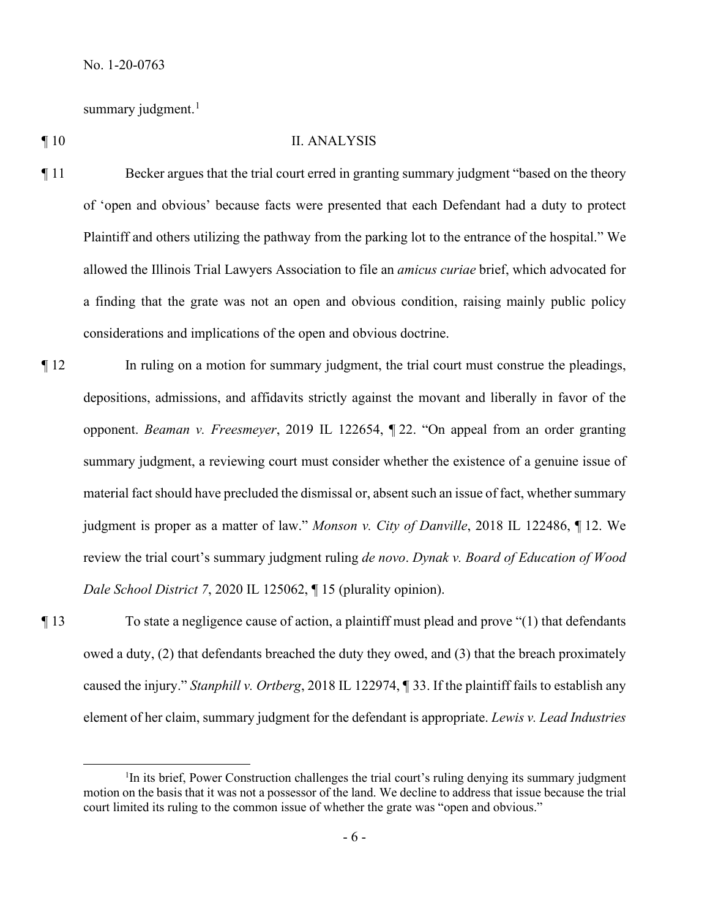summary judgment.[1]

¶ 10 II. ANALYSIS

¶ 11 Becker argues that the trial court erred in granting summary judgment "based on the theory of 'open and obvious' because facts were presented that each Defendant had a duty to protect Plaintiff and others utilizing the pathway from the parking lot to the entrance of the hospital." We allowed the Illinois Trial Lawyers Association to file an *amicus curiae* brief, which advocated for a finding that the grate was not an open and obvious condition, raising mainly public policy considerations and implications of the open and obvious doctrine.

¶ 12 In ruling on a motion for summary judgment, the trial court must construe the pleadings, depositions, admissions, and affidavits strictly against the movant and liberally in favor of the opponent. *Beaman v. Freesmeyer*, 2019 IL 122654, ¶ 22. "On appeal from an order granting summary judgment, a reviewing court must consider whether the existence of a genuine issue of material fact should have precluded the dismissal or, absent such an issue of fact, whether summary judgment is proper as a matter of law." *Monson v. City of Danville*, 2018 IL 122486, ¶ 12. We review the trial court's summary judgment ruling *de novo*. *Dynak v. Board of Education of Wood Dale School District 7*, 2020 IL 125062, ¶ 15 (plurality opinion).

¶ 13 To state a negligence cause of action, a plaintiff must plead and prove "(1) that defendants owed a duty, (2) that defendants breached the duty they owed, and (3) that the breach proximately caused the injury." *Stanphill v. Ortberg*, 2018 IL 122974, ¶ 33. If the plaintiff fails to establish any element of her claim, summary judgment for the defendant is appropriate. *Lewis v. Lead Industries*

[1] In its brief, Power Construction challenges the trial court's ruling denying its summary judgment motion on the basis that it was not a possessor of the land. We decline to address that issue because the trial court limited its ruling to the common issue of whether the grate was "open and obvious."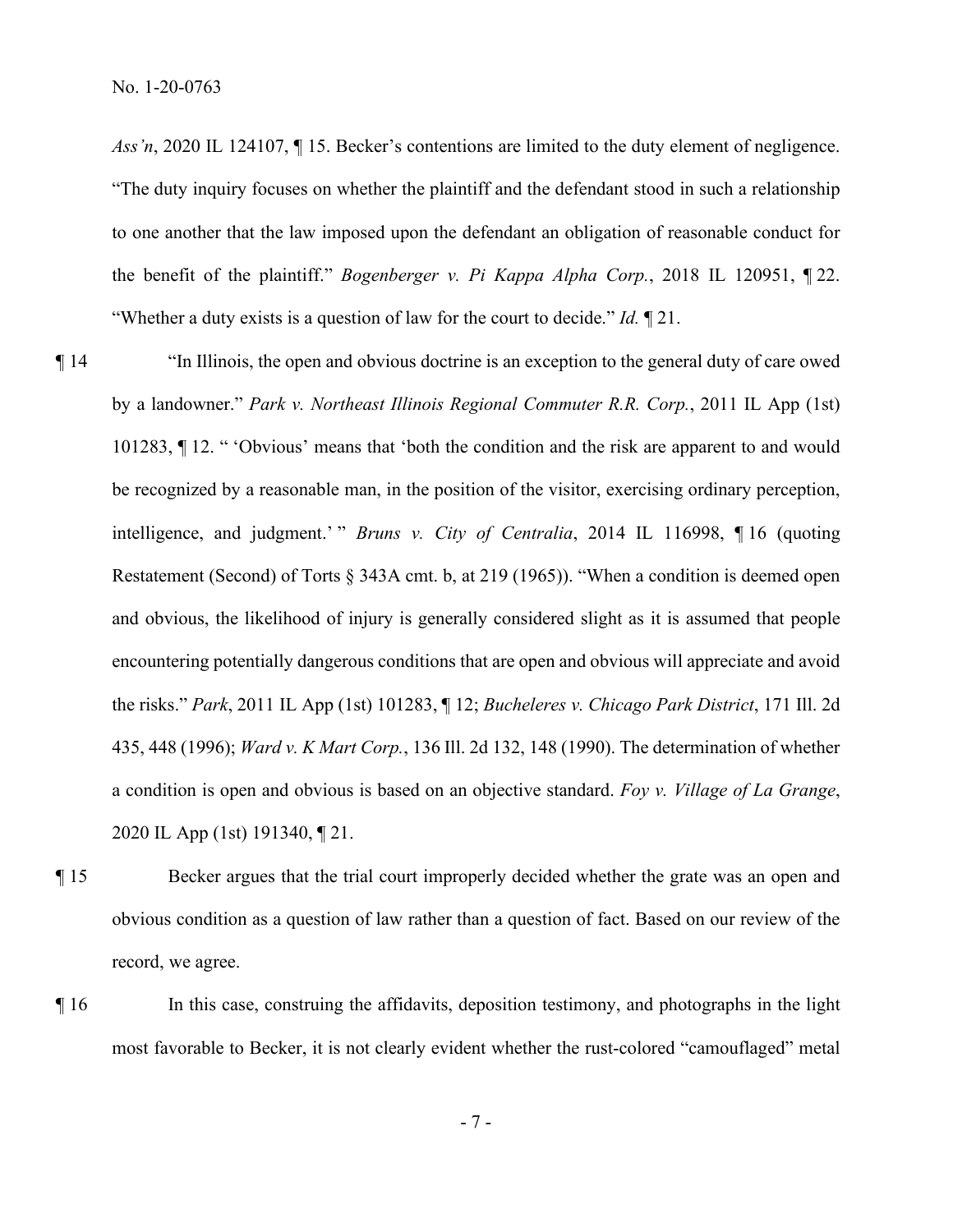*Ass'n*, 2020 IL 124107, ¶ 15. Becker's contentions are limited to the duty element of negligence. "The duty inquiry focuses on whether the plaintiff and the defendant stood in such a relationship to one another that the law imposed upon the defendant an obligation of reasonable conduct for the benefit of the plaintiff." *Bogenberger v. Pi Kappa Alpha Corp.*, 2018 IL 120951, ¶ 22. "Whether a duty exists is a question of law for the court to decide." *Id.* ¶ 21.

¶ 14 "In Illinois, the open and obvious doctrine is an exception to the general duty of care owed by a landowner." *Park v. Northeast Illinois Regional Commuter R.R. Corp.*, 2011 IL App (1st) 101283, ¶ 12. " 'Obvious' means that 'both the condition and the risk are apparent to and would be recognized by a reasonable man, in the position of the visitor, exercising ordinary perception, intelligence, and judgment.' " *Bruns v. City of Centralia*, 2014 IL 116998, ¶ 16 (quoting Restatement (Second) of Torts § 343A cmt. b, at 219 (1965)). "When a condition is deemed open and obvious, the likelihood of injury is generally considered slight as it is assumed that people encountering potentially dangerous conditions that are open and obvious will appreciate and avoid the risks." *Park*, 2011 IL App (1st) 101283, ¶ 12; *Bucheleres v. Chicago Park District*, 171 Ill. 2d 435, 448 (1996); *Ward v. K Mart Corp.*, 136 Ill. 2d 132, 148 (1990). The determination of whether a condition is open and obvious is based on an objective standard. *Foy v. Village of La Grange*, 2020 IL App (1st) 191340, ¶ 21.

¶ 15 Becker argues that the trial court improperly decided whether the grate was an open and obvious condition as a question of law rather than a question of fact. Based on our review of the record, we agree.

¶ 16 In this case, construing the affidavits, deposition testimony, and photographs in the light most favorable to Becker, it is not clearly evident whether the rust-colored "camouflaged" metal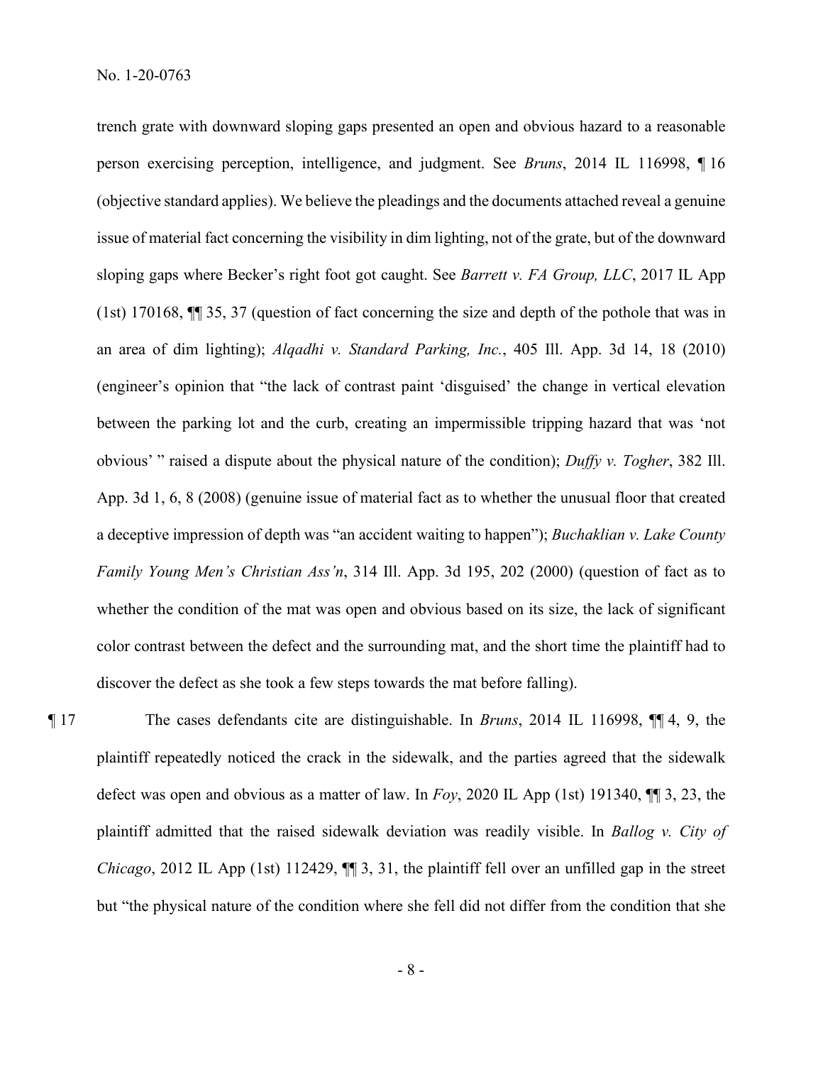trench grate with downward sloping gaps presented an open and obvious hazard to a reasonable person exercising perception, intelligence, and judgment. See *Bruns*, 2014 IL 116998, ¶ 16 (objective standard applies). We believe the pleadings and the documents attached reveal a genuine issue of material fact concerning the visibility in dim lighting, not of the grate, but of the downward sloping gaps where Becker's right foot got caught. See *Barrett v. FA Group, LLC*, 2017 IL App (1st) 170168, ¶¶ 35, 37 (question of fact concerning the size and depth of the pothole that was in an area of dim lighting); *Alqadhi v. Standard Parking, Inc.*, 405 Ill. App. 3d 14, 18 (2010) (engineer's opinion that "the lack of contrast paint 'disguised' the change in vertical elevation between the parking lot and the curb, creating an impermissible tripping hazard that was 'not obvious' " raised a dispute about the physical nature of the condition); *Duffy v. Togher*, 382 Ill. App. 3d 1, 6, 8 (2008) (genuine issue of material fact as to whether the unusual floor that created a deceptive impression of depth was "an accident waiting to happen"); *Buchaklian v. Lake County Family Young Men's Christian Ass'n*, 314 Ill. App. 3d 195, 202 (2000) (question of fact as to whether the condition of the mat was open and obvious based on its size, the lack of significant color contrast between the defect and the surrounding mat, and the short time the plaintiff had to discover the defect as she took a few steps towards the mat before falling).

¶ 17 The cases defendants cite are distinguishable. In *Bruns*, 2014 IL 116998, ¶¶ 4, 9, the plaintiff repeatedly noticed the crack in the sidewalk, and the parties agreed that the sidewalk defect was open and obvious as a matter of law. In *Foy*, 2020 IL App (1st) 191340, ¶¶ 3, 23, the plaintiff admitted that the raised sidewalk deviation was readily visible. In *Ballog v. City of Chicago*, 2012 IL App (1st) 112429, ¶¶ 3, 31, the plaintiff fell over an unfilled gap in the street but "the physical nature of the condition where she fell did not differ from the condition that she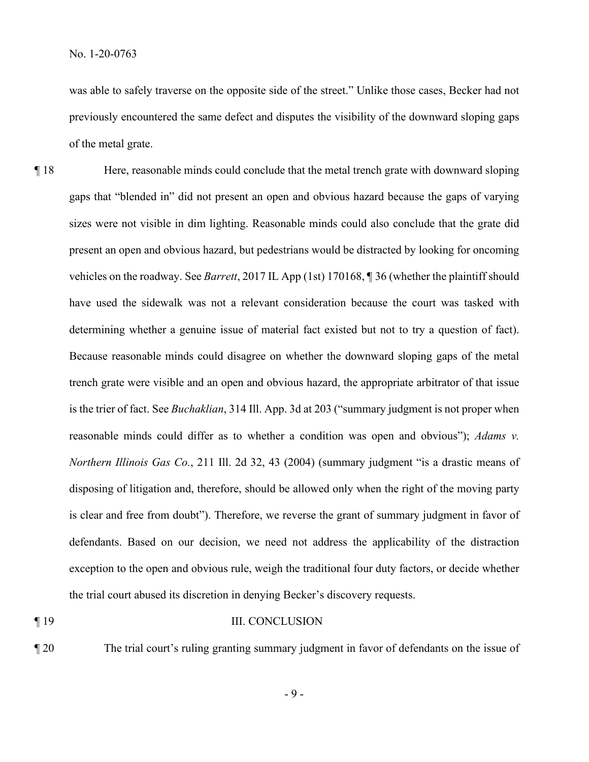was able to safely traverse on the opposite side of the street." Unlike those cases, Becker had not previously encountered the same defect and disputes the visibility of the downward sloping gaps of the metal grate.

¶ 18 Here, reasonable minds could conclude that the metal trench grate with downward sloping gaps that "blended in" did not present an open and obvious hazard because the gaps of varying sizes were not visible in dim lighting. Reasonable minds could also conclude that the grate did present an open and obvious hazard, but pedestrians would be distracted by looking for oncoming vehicles on the roadway. See *Barrett*, 2017 IL App (1st) 170168, ¶ 36 (whether the plaintiff should have used the sidewalk was not a relevant consideration because the court was tasked with determining whether a genuine issue of material fact existed but not to try a question of fact). Because reasonable minds could disagree on whether the downward sloping gaps of the metal trench grate were visible and an open and obvious hazard, the appropriate arbitrator of that issue is the trier of fact. See *Buchaklian*, 314 Ill. App. 3d at 203 ("summary judgment is not proper when reasonable minds could differ as to whether a condition was open and obvious"); *Adams v. Northern Illinois Gas Co.*, 211 Ill. 2d 32, 43 (2004) (summary judgment "is a drastic means of disposing of litigation and, therefore, should be allowed only when the right of the moving party is clear and free from doubt"). Therefore, we reverse the grant of summary judgment in favor of defendants. Based on our decision, we need not address the applicability of the distraction exception to the open and obvious rule, weigh the traditional four duty factors, or decide whether the trial court abused its discretion in denying Becker's discovery requests.

¶ 19 III. CONCLUSION

¶ 20 The trial court's ruling granting summary judgment in favor of defendants on the issue of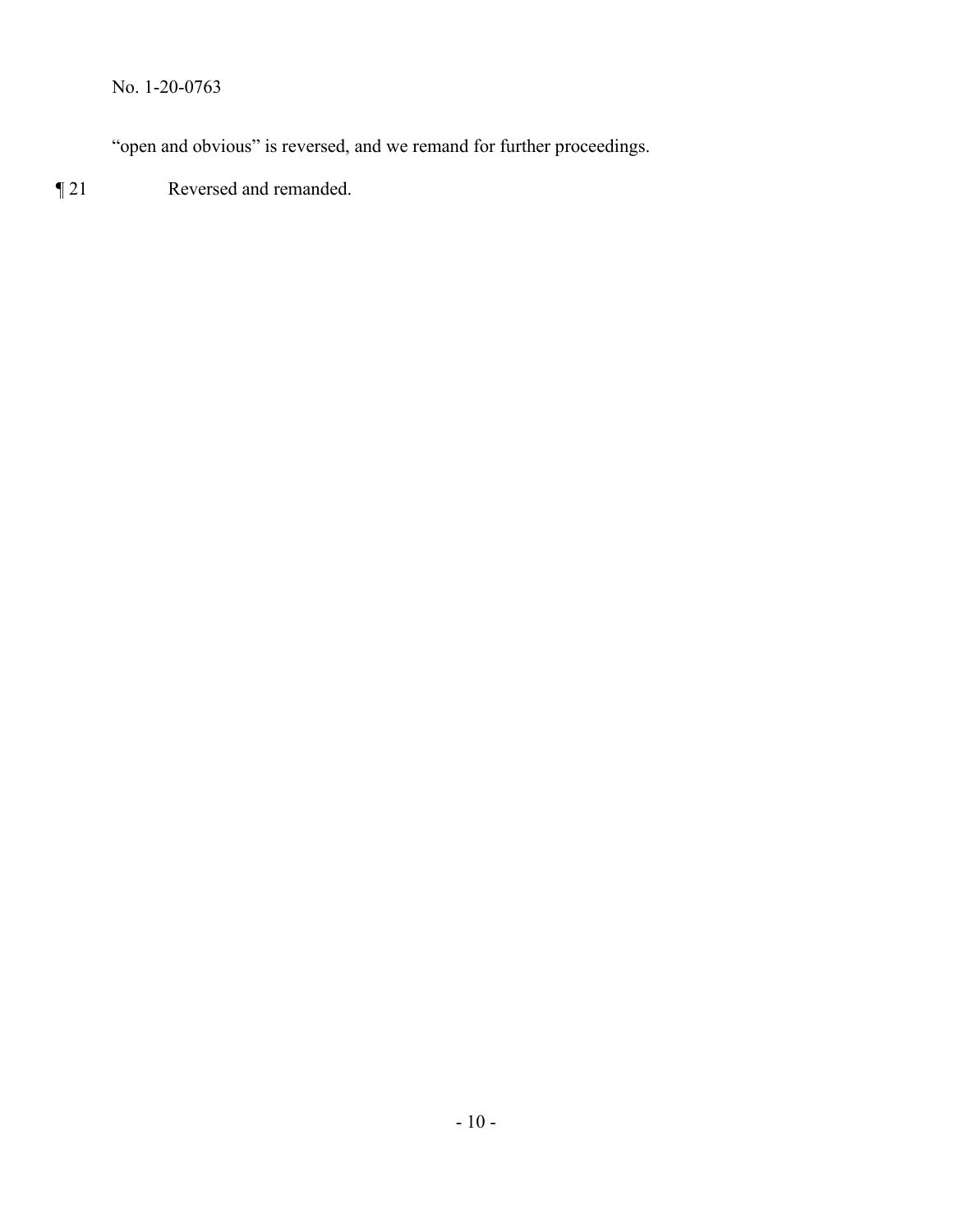"open and obvious" is reversed, and we remand for further proceedings.

¶ 21 Reversed and remanded.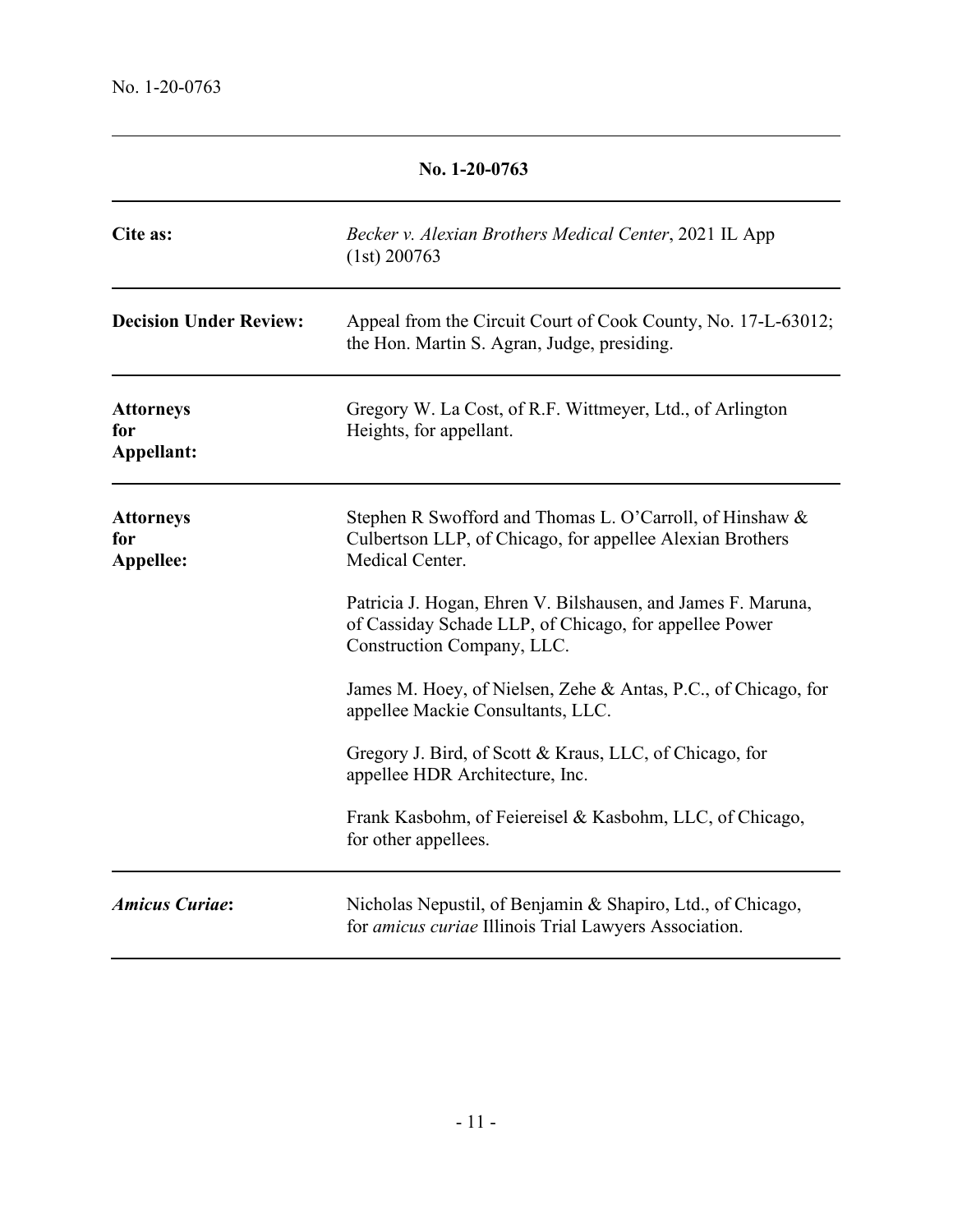**No. 1-20-0763**

| | |
|---|---|
| **Cite as:** | *Becker v. Alexian Brothers Medical Center*, 2021 IL App (1st) 200763 |
| **Decision Under Review:** | Appeal from the Circuit Court of Cook County, No. 17-L-63012; the Hon. Martin S. Agran, Judge, presiding. |
| **Attorneys for Appellant:** | Gregory W. La Cost, of R.F. Wittmeyer, Ltd., of Arlington Heights, for appellant. |
| **Attorneys for Appellee:** | Stephen R Swofford and Thomas L. O'Carroll, of Hinshaw & Culbertson LLP, of Chicago, for appellee Alexian Brothers Medical Center.<br><br>Patricia J. Hogan, Ehren V. Bilshausen, and James F. Maruna, of Cassiday Schade LLP, of Chicago, for appellee Power Construction Company, LLC.<br><br>James M. Hoey, of Nielsen, Zehe & Antas, P.C., of Chicago, for appellee Mackie Consultants, LLC.<br><br>Gregory J. Bird, of Scott & Kraus, LLC, of Chicago, for appellee HDR Architecture, Inc.<br><br>Frank Kasbohm, of Feiereisel & Kasbohm, LLC, of Chicago, for other appellees. |
| ***Amicus Curiae*:** | Nicholas Nepustil, of Benjamin & Shapiro, Ltd., of Chicago, for *amicus curiae* Illinois Trial Lawyers Association. |